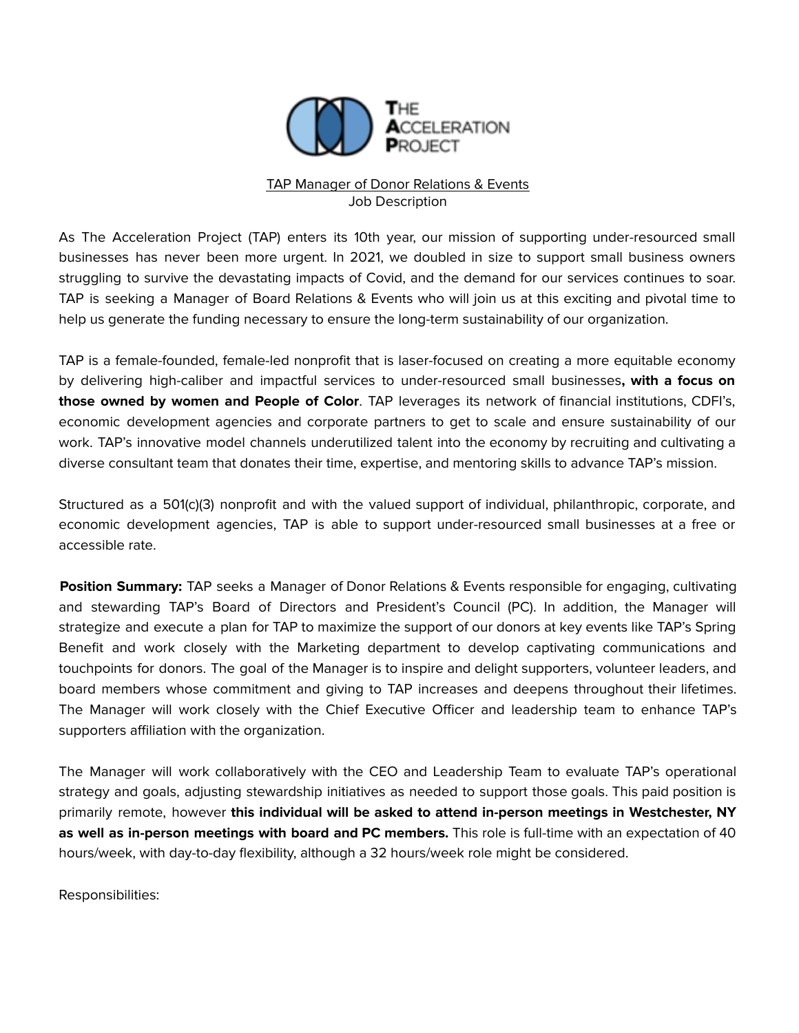THE ACCELERATION PROJECT

TAP Manager of Donor Relations & Events
Job Description

As The Acceleration Project (TAP) enters its 10th year, our mission of supporting under-resourced small businesses has never been more urgent. In 2021, we doubled in size to support small business owners struggling to survive the devastating impacts of Covid, and the demand for our services continues to soar. TAP is seeking a Manager of Board Relations & Events who will join us at this exciting and pivotal time to help us generate the funding necessary to ensure the long-term sustainability of our organization.

TAP is a female-founded, female-led nonprofit that is laser-focused on creating a more equitable economy by delivering high-caliber and impactful services to under-resourced small businesses**, with a focus on those owned by women and People of Color**. TAP leverages its network of financial institutions, CDFI's, economic development agencies and corporate partners to get to scale and ensure sustainability of our work. TAP's innovative model channels underutilized talent into the economy by recruiting and cultivating a diverse consultant team that donates their time, expertise, and mentoring skills to advance TAP's mission.

Structured as a 501(c)(3) nonprofit and with the valued support of individual, philanthropic, corporate, and economic development agencies, TAP is able to support under-resourced small businesses at a free or accessible rate.

**Position Summary:** TAP seeks a Manager of Donor Relations & Events responsible for engaging, cultivating and stewarding TAP's Board of Directors and President's Council (PC). In addition, the Manager will strategize and execute a plan for TAP to maximize the support of our donors at key events like TAP's Spring Benefit and work closely with the Marketing department to develop captivating communications and touchpoints for donors. The goal of the Manager is to inspire and delight supporters, volunteer leaders, and board members whose commitment and giving to TAP increases and deepens throughout their lifetimes. The Manager will work closely with the Chief Executive Officer and leadership team to enhance TAP's supporters affiliation with the organization.

The Manager will work collaboratively with the CEO and Leadership Team to evaluate TAP's operational strategy and goals, adjusting stewardship initiatives as needed to support those goals. This paid position is primarily remote, however **this individual will be asked to attend in-person meetings in Westchester, NY as well as in-person meetings with board and PC members.** This role is full-time with an expectation of 40 hours/week, with day-to-day flexibility, although a 32 hours/week role might be considered.

Responsibilities: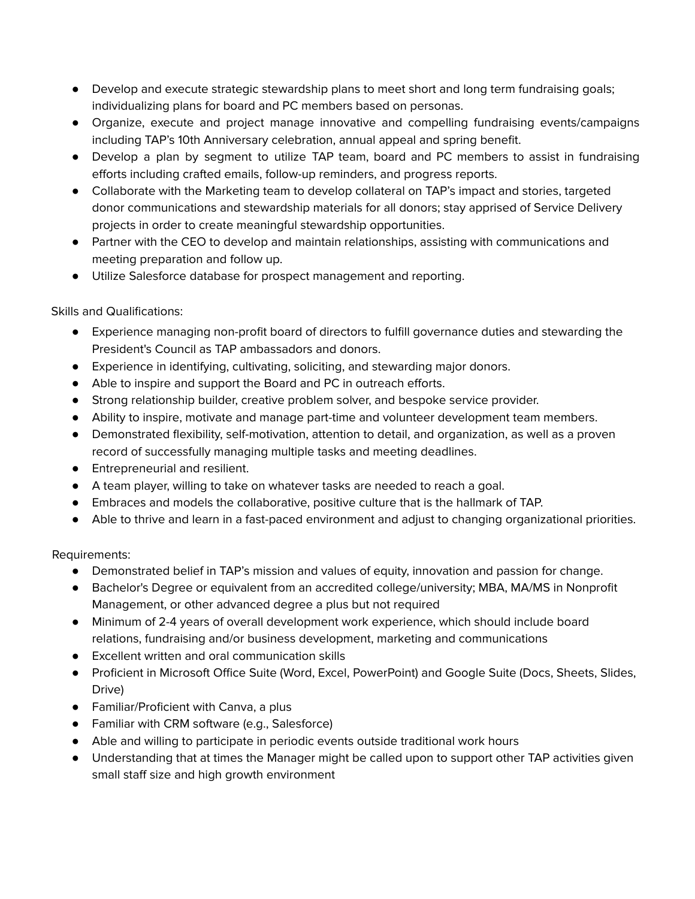- Develop and execute strategic stewardship plans to meet short and long term fundraising goals; individualizing plans for board and PC members based on personas.
- Organize, execute and project manage innovative and compelling fundraising events/campaigns including TAP's 10th Anniversary celebration, annual appeal and spring benefit.
- Develop a plan by segment to utilize TAP team, board and PC members to assist in fundraising efforts including crafted emails, follow-up reminders, and progress reports.
- Collaborate with the Marketing team to develop collateral on TAP's impact and stories, targeted donor communications and stewardship materials for all donors; stay apprised of Service Delivery projects in order to create meaningful stewardship opportunities.
- Partner with the CEO to develop and maintain relationships, assisting with communications and meeting preparation and follow up.
- Utilize Salesforce database for prospect management and reporting.

Skills and Qualifications:

- Experience managing non-profit board of directors to fulfill governance duties and stewarding the President's Council as TAP ambassadors and donors.
- Experience in identifying, cultivating, soliciting, and stewarding major donors.
- Able to inspire and support the Board and PC in outreach efforts.
- Strong relationship builder, creative problem solver, and bespoke service provider.
- Ability to inspire, motivate and manage part-time and volunteer development team members.
- Demonstrated flexibility, self-motivation, attention to detail, and organization, as well as a proven record of successfully managing multiple tasks and meeting deadlines.
- Entrepreneurial and resilient.
- A team player, willing to take on whatever tasks are needed to reach a goal.
- Embraces and models the collaborative, positive culture that is the hallmark of TAP.
- Able to thrive and learn in a fast-paced environment and adjust to changing organizational priorities.

Requirements:

- Demonstrated belief in TAP's mission and values of equity, innovation and passion for change.
- Bachelor's Degree or equivalent from an accredited college/university; MBA, MA/MS in Nonprofit Management, or other advanced degree a plus but not required
- Minimum of 2-4 years of overall development work experience, which should include board relations, fundraising and/or business development, marketing and communications
- Excellent written and oral communication skills
- Proficient in Microsoft Office Suite (Word, Excel, PowerPoint) and Google Suite (Docs, Sheets, Slides, Drive)
- Familiar/Proficient with Canva, a plus
- Familiar with CRM software (e.g., Salesforce)
- Able and willing to participate in periodic events outside traditional work hours
- Understanding that at times the Manager might be called upon to support other TAP activities given small staff size and high growth environment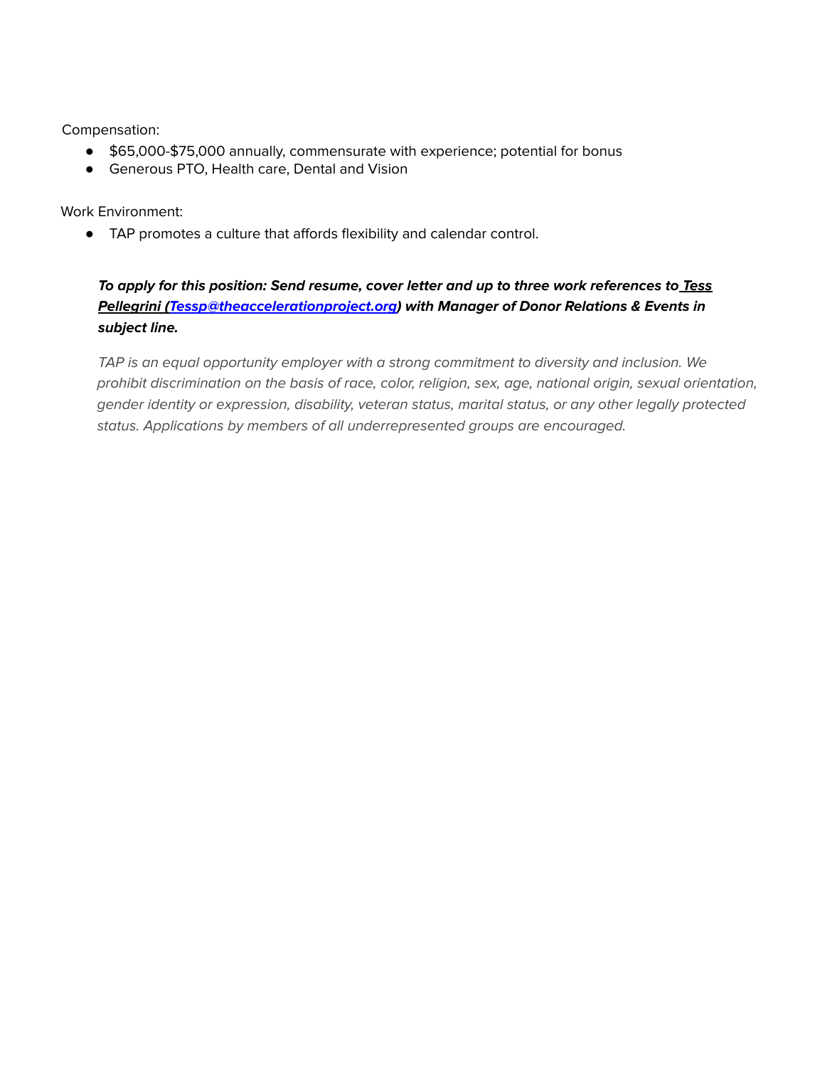Compensation:

- $65,000-$75,000 annually, commensurate with experience; potential for bonus
- Generous PTO, Health care, Dental and Vision

Work Environment:

- TAP promotes a culture that affords flexibility and calendar control.

***To apply for this position: Send resume, cover letter and up to three work references to Tess Pellegrini (Tessp@theaccelerationproject.org) with Manager of Donor Relations & Events in subject line.***

*TAP is an equal opportunity employer with a strong commitment to diversity and inclusion. We prohibit discrimination on the basis of race, color, religion, sex, age, national origin, sexual orientation, gender identity or expression, disability, veteran status, marital status, or any other legally protected status. Applications by members of all underrepresented groups are encouraged.*